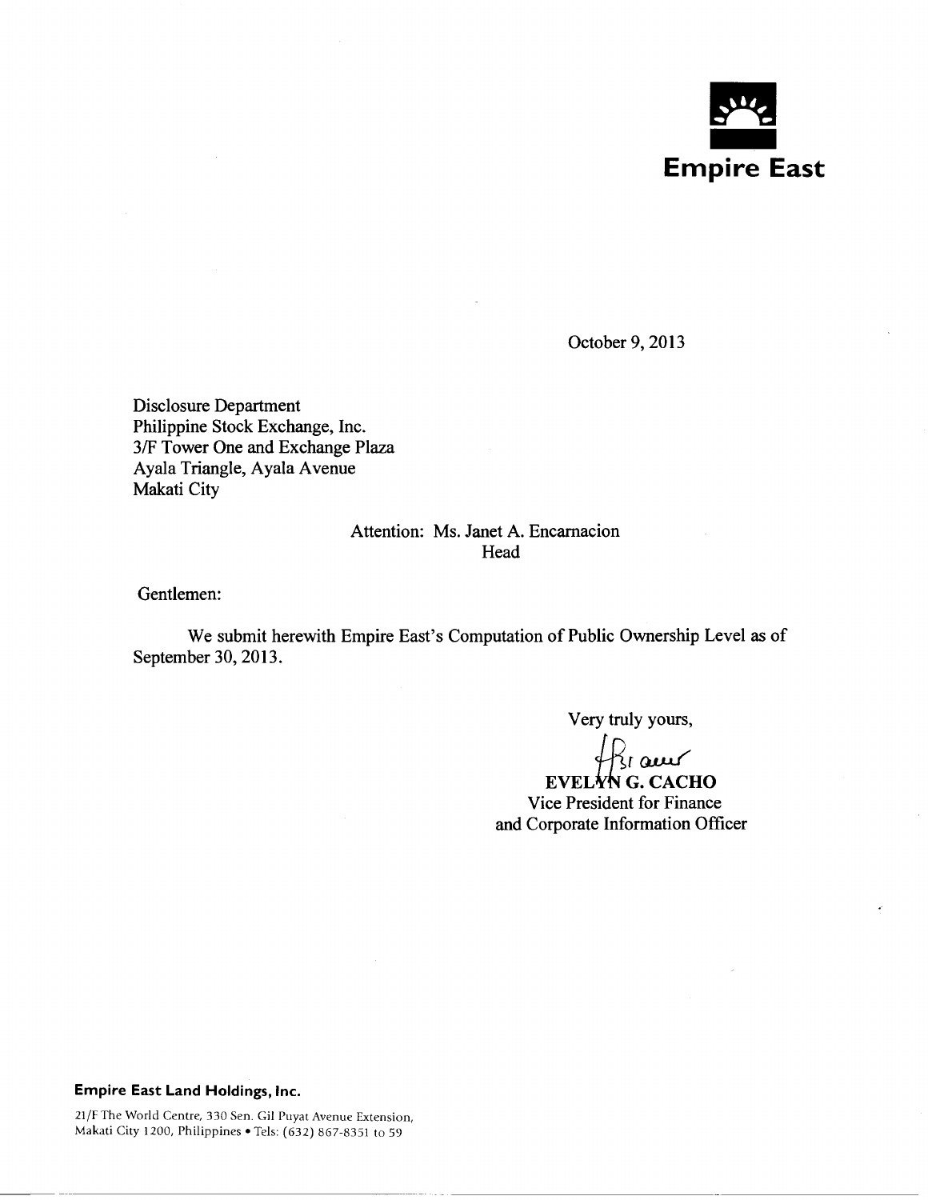**Empire East**

October 9, 2013

Disclosure Department
Philippine Stock Exchange, Inc.
3/F Tower One and Exchange Plaza
Ayala Triangle, Ayala Avenue
Makati City

Attention: Ms. Janet A. Encarnacion
Head

Gentlemen:

We submit herewith Empire East's Computation of Public Ownership Level as of September 30, 2013.

Very truly yours,

**EVELYN G. CACHO**
Vice President for Finance
and Corporate Information Officer

**Empire East Land Holdings, Inc.**

21/F The World Centre, 330 Sen. Gil Puyat Avenue Extension,
Makati City 1200, Philippines • Tels: (632) 867-8351 to 59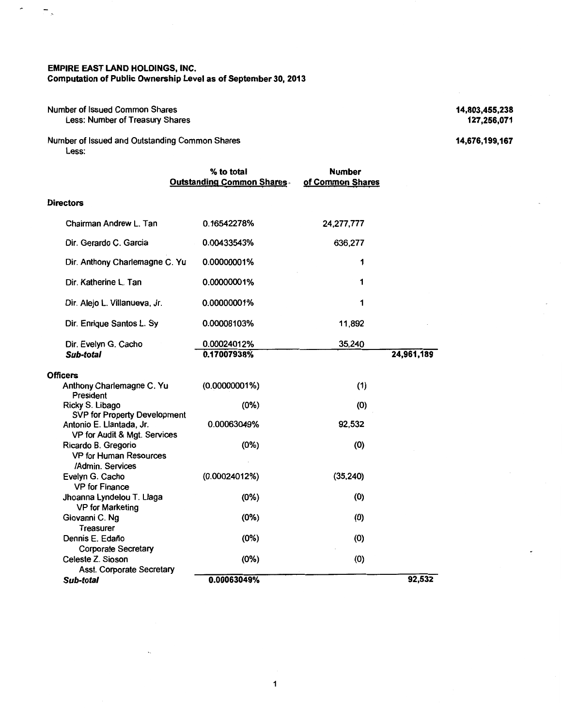**EMPIRE EAST LAND HOLDINGS, INC.**
**Computation of Public Ownership Level as of September 30, 2013**

| | | | | |
|---|---|---|---|---|
| Number of Issued Common Shares | | | | **14,803,455,238** |
| Less: Number of Treasury Shares | | | | **127,256,071** |
| Number of Issued and Outstanding Common Shares | | | | **14,676,199,167** |
| Less: | | | | |

| | % to total Outstanding Common Shares | Number of Common Shares | |
|---|---|---|---|
| **Directors** | | | |
| Chairman Andrew L. Tan | 0.16542278% | 24,277,777 | |
| Dir. Gerardo C. Garcia | 0.00433543% | 636,277 | |
| Dir. Anthony Charlemagne C. Yu | 0.00000001% | 1 | |
| Dir. Katherine L. Tan | 0.00000001% | 1 | |
| Dir. Alejo L. Villanueva, Jr. | 0.00000001% | 1 | |
| Dir. Enrique Santos L. Sy | 0.00008103% | 11,892 | |
| Dir. Evelyn G. Cacho | 0.00024012% | 35,240 | |
| ***Sub-total*** | 0.17007938% | | 24,961,189 |
| **Officers** | | | |
| Anthony Charlemagne C. Yu<br>President | (0.00000001%) | (1) | |
| Ricky S. Libago<br>SVP for Property Development | (0%) | (0) | |
| Antonio E. Llantada, Jr.<br>VP for Audit & Mgt. Services | 0.00063049% | 92,532 | |
| Ricardo B. Gregorio<br>VP for Human Resources /Admin. Services | (0%) | (0) | |
| Evelyn G. Cacho<br>VP for Finance | (0.00024012%) | (35,240) | |
| Jhoanna Lyndelou T. Llaga<br>VP for Marketing | (0%) | (0) | |
| Giovanni C. Ng<br>Treasurer | (0%) | (0) | |
| Dennis E. Edaño<br>Corporate Secretary | (0%) | (0) | |
| Celeste Z. Sioson<br>Asst. Corporate Secretary | (0%) | (0) | |
| ***Sub-total*** | 0.00063049% | | 92,532 |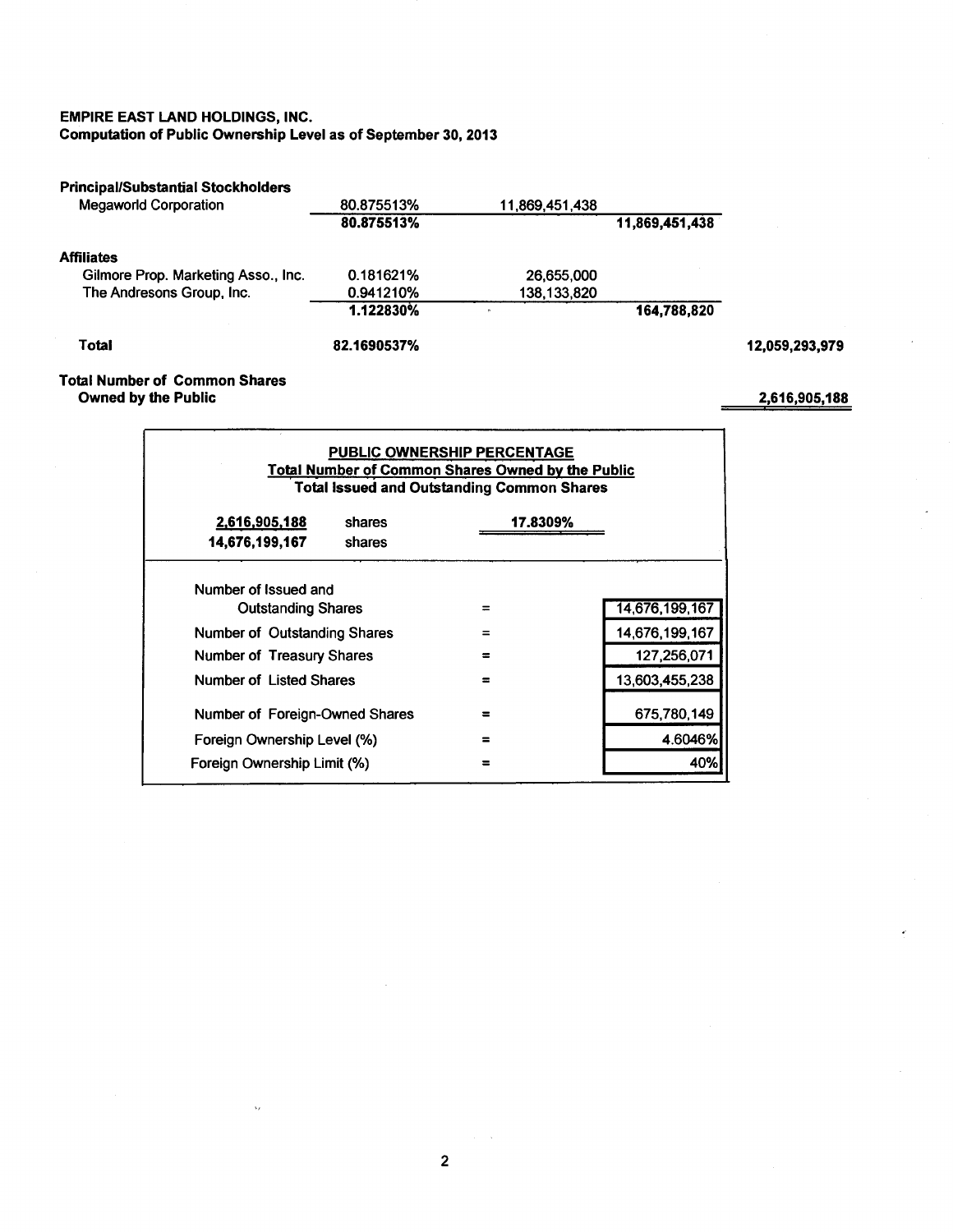**EMPIRE EAST LAND HOLDINGS, INC.**
**Computation of Public Ownership Level as of September 30, 2013**

| | | | | |
|---|---|---|---|---|
| **Principal/Substantial Stockholders** | | | | |
| Megaworld Corporation | 80.875513% | 11,869,451,438 | | |
| | **80.875513%** | | **11,869,451,438** | |
| **Affiliates** | | | | |
| Gilmore Prop. Marketing Asso., Inc. | 0.181621% | 26,655,000 | | |
| The Andresons Group, Inc. | 0.941210% | 138,133,820 | | |
| | **1.122830%** | | **164,788,820** | |
| **Total** | **82.1690537%** | | | **12,059,293,979** |
| **Total Number of Common Shares Owned by the Public** | | | | **2,616,905,188** |

**PUBLIC OWNERSHIP PERCENTAGE**
**Total Number of Common Shares Owned by the Public**
**Total Issued and Outstanding Common Shares**

| | | |
|---|---|---|
| **2,616,905,188** | shares | **17.8309%** |
| **14,676,199,167** | shares | |

| | | |
|---|---|---|
| Number of Issued and Outstanding Shares | = | 14,676,199,167 |
| Number of Outstanding Shares | = | 14,676,199,167 |
| Number of Treasury Shares | = | 127,256,071 |
| Number of Listed Shares | = | 13,603,455,238 |
| Number of Foreign-Owned Shares | = | 675,780,149 |
| Foreign Ownership Level (%) | = | 4.6046% |
| Foreign Ownership Limit (%) | = | 40% |